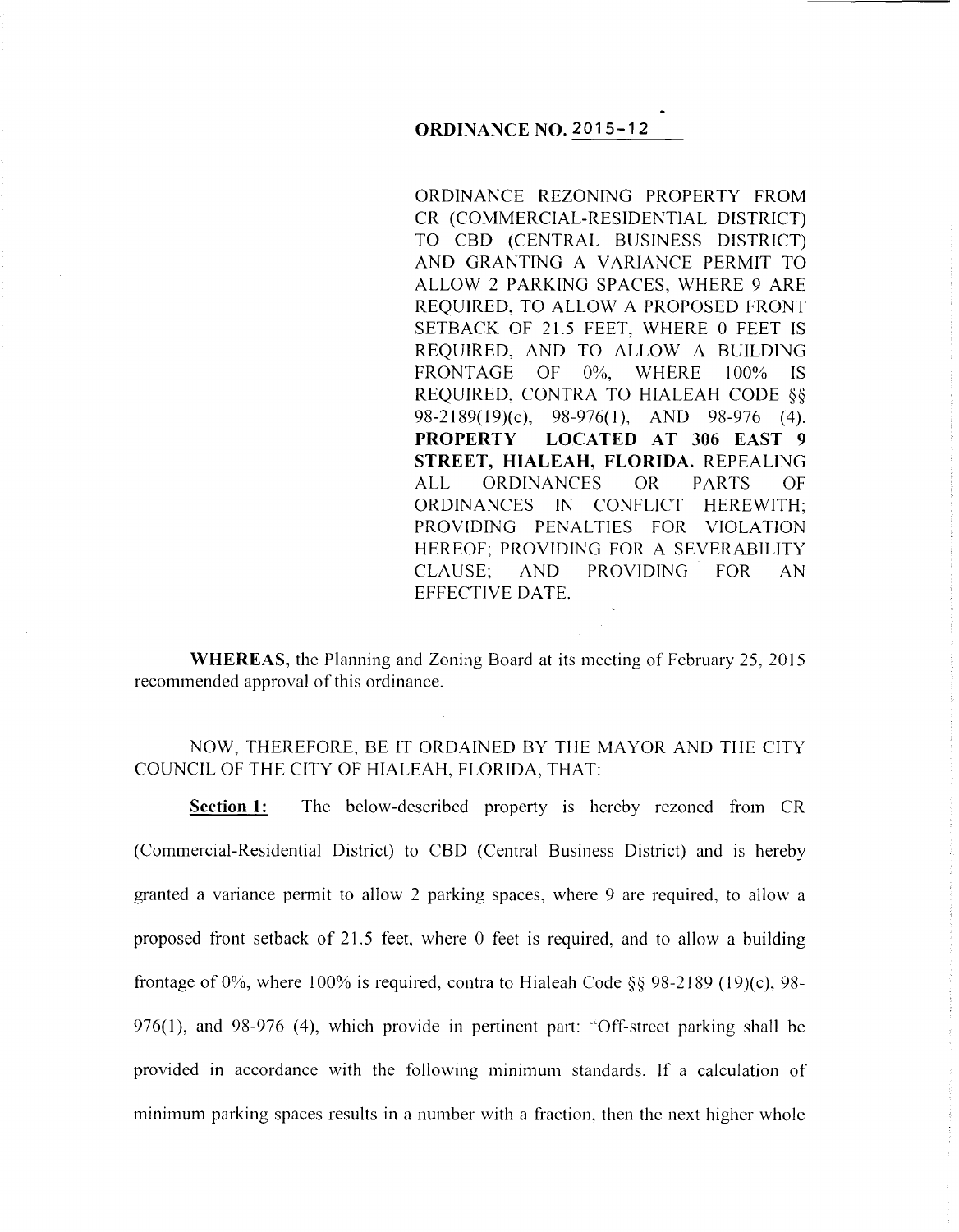# ORDINANCE NO. 2015-12

ORDINANCE REZONING PROPERTY FROM CR (COMMERCIAL-RESIDENTIAL DISTRICT) TO CBD (CENTRAL BUSINESS DISTRICT) AND GRANTING A VARIANCE PERMIT TO ALLOW 2 PARKING SPACES, WHERE 9 ARE REQUIRED, TO ALLOW A PROPOSED FRONT SETBACK OF 21.5 FEET, WHERE 0 FEET IS REQUIRED, AND TO ALLOW A BUILDING FRONTAGE OF 0%, WHERE 100% IS REQUIRED, CONTRA TO HIALEAH CODE §§ 98-2189(19)(c), 98-976(1), AND 98-976 (4). **PROPERTY LOCATED AT 306 EAST 9 STREET, HIALEAH, FLORIDA.** REPEALING ALL ORDINANCES OR PARTS OF ORDINANCES IN CONFLICT HEREWITH; PROVIDING PENALTIES FOR VIOLATION HEREOF; PROVIDING FOR A SEVERABILITY CLAUSE; AND PROVIDING FOR AN EFFECTIVE DATE.

**WHEREAS,** the Planning and Zoning Board at its meeting of February 25, 2015 recommended approval of this ordinance.

NOW, THEREFORE, BE IT ORDAINED BY THE MAYOR AND THE CITY COUNCIL OF THE CITY OF HIALEAH, FLORIDA, THAT:

**Section 1:** The below-described property is hereby rezoned from CR (Commercial-Residential District) to CBD (Central Business District) and is hereby granted a variance permit to allow 2 parking spaces, where 9 are required, to allow a proposed front setback of 21.5 feet, where 0 feet is required, and to allow a building frontage of 0%, where 100% is required, contra to Hialeah Code §§ 98-2189 (19)(c), 98-976(1), and 98-976 (4), which provide in pertinent part: "Off-street parking shall be provided in accordance with the following minimum standards. If a calculation of minimum parking spaces results in a number with a fraction, then the next higher whole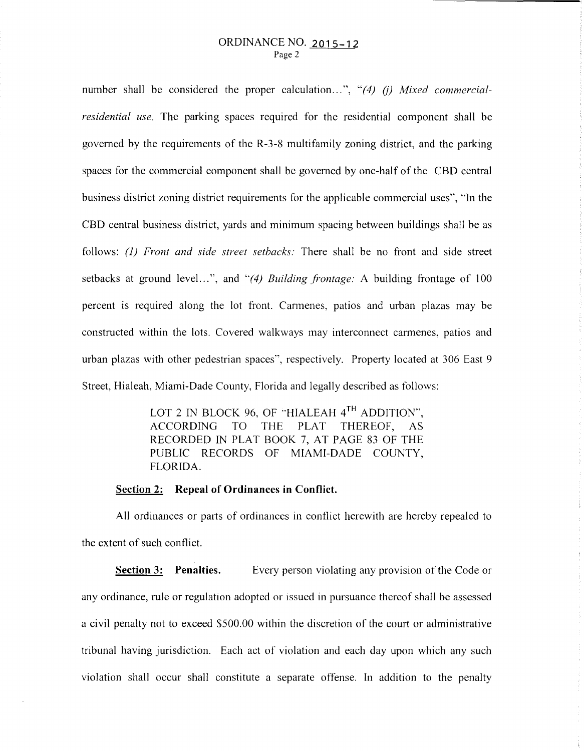number shall be considered the proper calculation...", "*(4) (j) Mixed commercial-residential use.* The parking spaces required for the residential component shall be governed by the requirements of the R-3-8 multifamily zoning district, and the parking spaces for the commercial component shall be governed by one-half of the CBD central business district zoning district requirements for the applicable commercial uses", "In the CBD central business district, yards and minimum spacing between buildings shall be as follows: *(1) Front and side street setbacks:* There shall be no front and side street setbacks at ground level...", and "*(4) Building frontage:* A building frontage of 100 percent is required along the lot front. Carmenes, patios and urban plazas may be constructed within the lots. Covered walkways may interconnect carmenes, patios and urban plazas with other pedestrian spaces", respectively. Property located at 306 East 9 Street, Hialeah, Miami-Dade County, Florida and legally described as follows:

> LOT 2 IN BLOCK 96, OF "HIALEAH 4TH ADDITION", ACCORDING TO THE PLAT THEREOF, AS RECORDED IN PLAT BOOK 7, AT PAGE 83 OF THE PUBLIC RECORDS OF MIAMI-DADE COUNTY, FLORIDA.

**Section 2: Repeal of Ordinances in Conflict.**

All ordinances or parts of ordinances in conflict herewith are hereby repealed to the extent of such conflict.

**Section 3: Penalties.** Every person violating any provision of the Code or any ordinance, rule or regulation adopted or issued in pursuance thereof shall be assessed a civil penalty not to exceed $500.00 within the discretion of the court or administrative tribunal having jurisdiction. Each act of violation and each day upon which any such violation shall occur shall constitute a separate offense. In addition to the penalty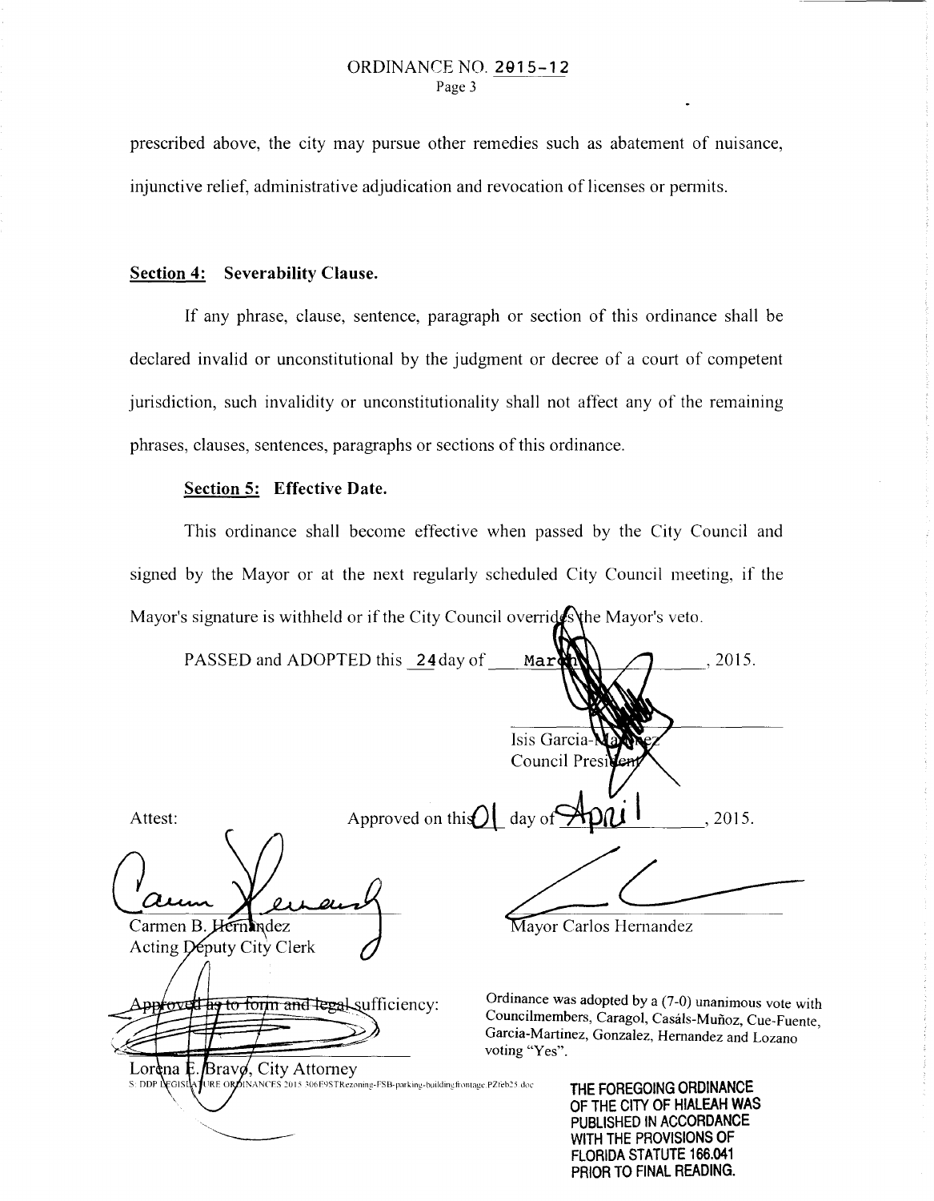ORDINANCE NO. 2015-12

prescribed above, the city may pursue other remedies such as abatement of nuisance, injunctive relief, administrative adjudication and revocation of licenses or permits.

**Section 4: Severability Clause.**

If any phrase, clause, sentence, paragraph or section of this ordinance shall be declared invalid or unconstitutional by the judgment or decree of a court of competent jurisdiction, such invalidity or unconstitutionality shall not affect any of the remaining phrases, clauses, sentences, paragraphs or sections of this ordinance.

**Section 5: Effective Date.**

This ordinance shall become effective when passed by the City Council and signed by the Mayor or at the next regularly scheduled City Council meeting, if the Mayor's signature is withheld or if the City Council overrides the Mayor's veto.

PASSED and ADOPTED this 24 day of March, 2015.

Isis Garcia-Martinez
Council President

Attest:

Approved on this 01 day of April, 2015.

Carmen B. Hernandez
Acting Deputy City Clerk

Mayor Carlos Hernandez

Approved as to form and legal sufficiency:

Lorena E. Bravo, City Attorney

S:\DDP\LEGISLATURE\ORDINANCES 2015\306E9STRezoning-FSB-parking-buildingfrontage.PZfeb25.doc

Ordinance was adopted by a (7-0) unanimous vote with Councilmembers, Caragol, Casáls-Muñoz, Cue-Fuente, Garcia-Martinez, Gonzalez, Hernandez and Lozano voting "Yes".

**THE FOREGOING ORDINANCE OF THE CITY OF HIALEAH WAS PUBLISHED IN ACCORDANCE WITH THE PROVISIONS OF FLORIDA STATUTE 166.041 PRIOR TO FINAL READING.**